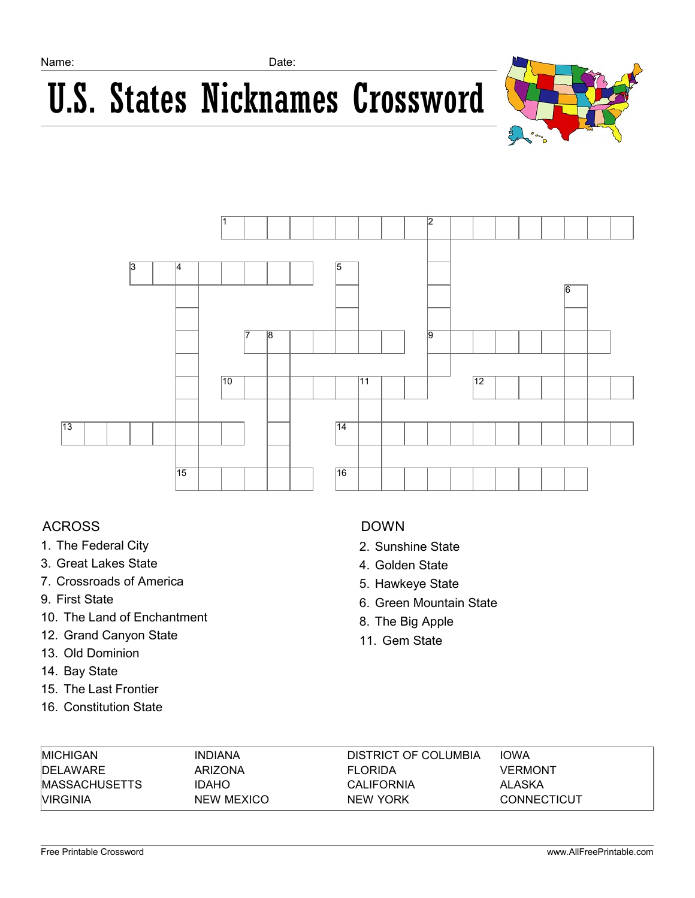Name: Date:

# U.S. States Nicknames Crossword

## ACROSS

1. The Federal City
3. Great Lakes State
7. Crossroads of America
9. First State
10. The Land of Enchantment
12. Grand Canyon State
13. Old Dominion
14. Bay State
15. The Last Frontier
16. Constitution State

## DOWN

2. Sunshine State
4. Golden State
5. Hawkeye State
6. Green Mountain State
8. The Big Apple
11. Gem State

| | | | |
|---|---|---|---|
| MICHIGAN | INDIANA | DISTRICT OF COLUMBIA | IOWA |
| DELAWARE | ARIZONA | FLORIDA | VERMONT |
| MASSACHUSETTS | IDAHO | CALIFORNIA | ALASKA |
| VIRGINIA | NEW MEXICO | NEW YORK | CONNECTICUT |

Free Printable Crossword www.AllFreePrintable.com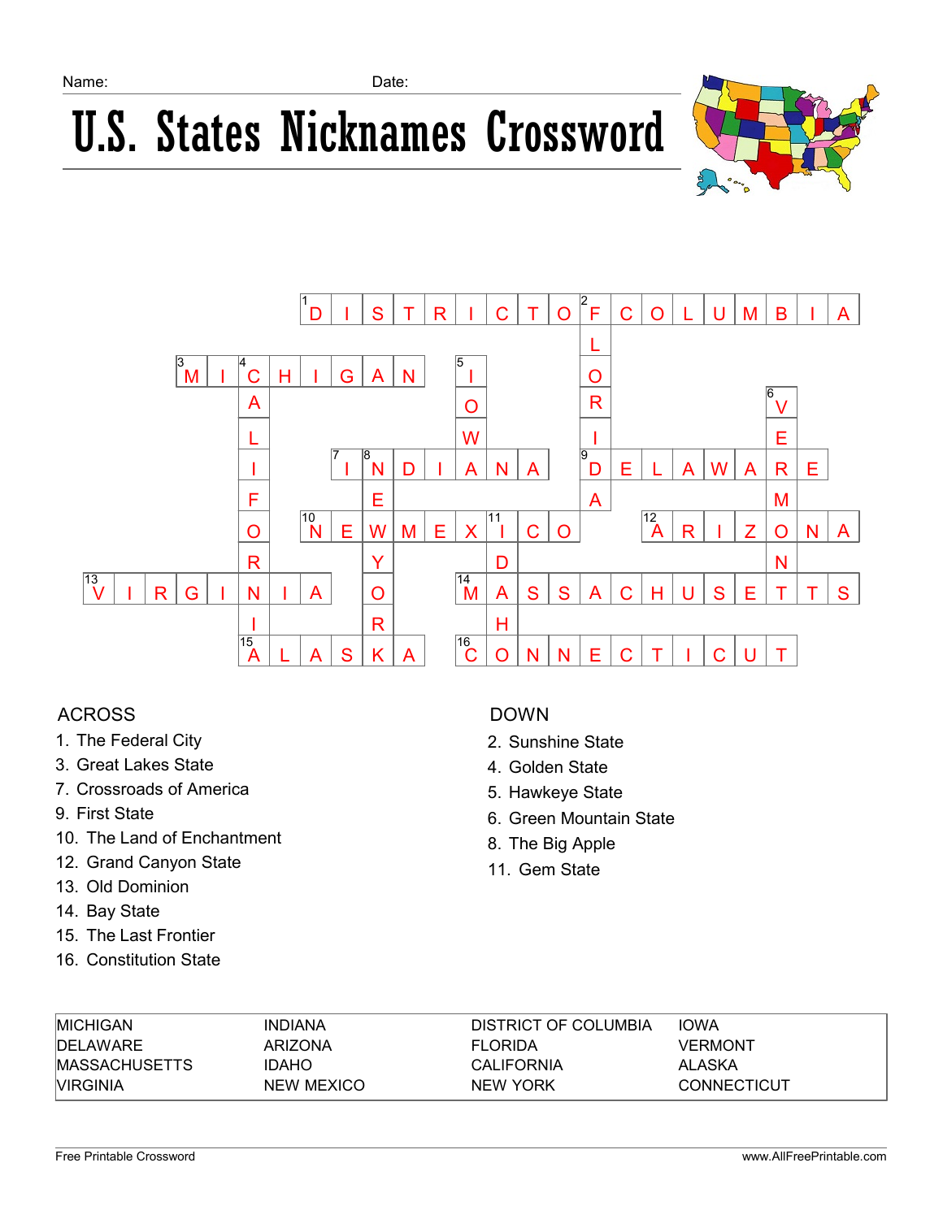Name: Date:

# U.S. States Nicknames Crossword

ACROSS

1. The Federal City
3. Great Lakes State
7. Crossroads of America
9. First State
10. The Land of Enchantment
12. Grand Canyon State
13. Old Dominion
14. Bay State
15. The Last Frontier
16. Constitution State

DOWN

2. Sunshine State
4. Golden State
5. Hawkeye State
6. Green Mountain State
8. The Big Apple
11. Gem State

| | | | |
|---|---|---|---|
| MICHIGAN | INDIANA | DISTRICT OF COLUMBIA | IOWA |
| DELAWARE | ARIZONA | FLORIDA | VERMONT |
| MASSACHUSETTS | IDAHO | CALIFORNIA | ALASKA |
| VIRGINIA | NEW MEXICO | NEW YORK | CONNECTICUT |

Free Printable Crossword www.AllFreePrintable.com